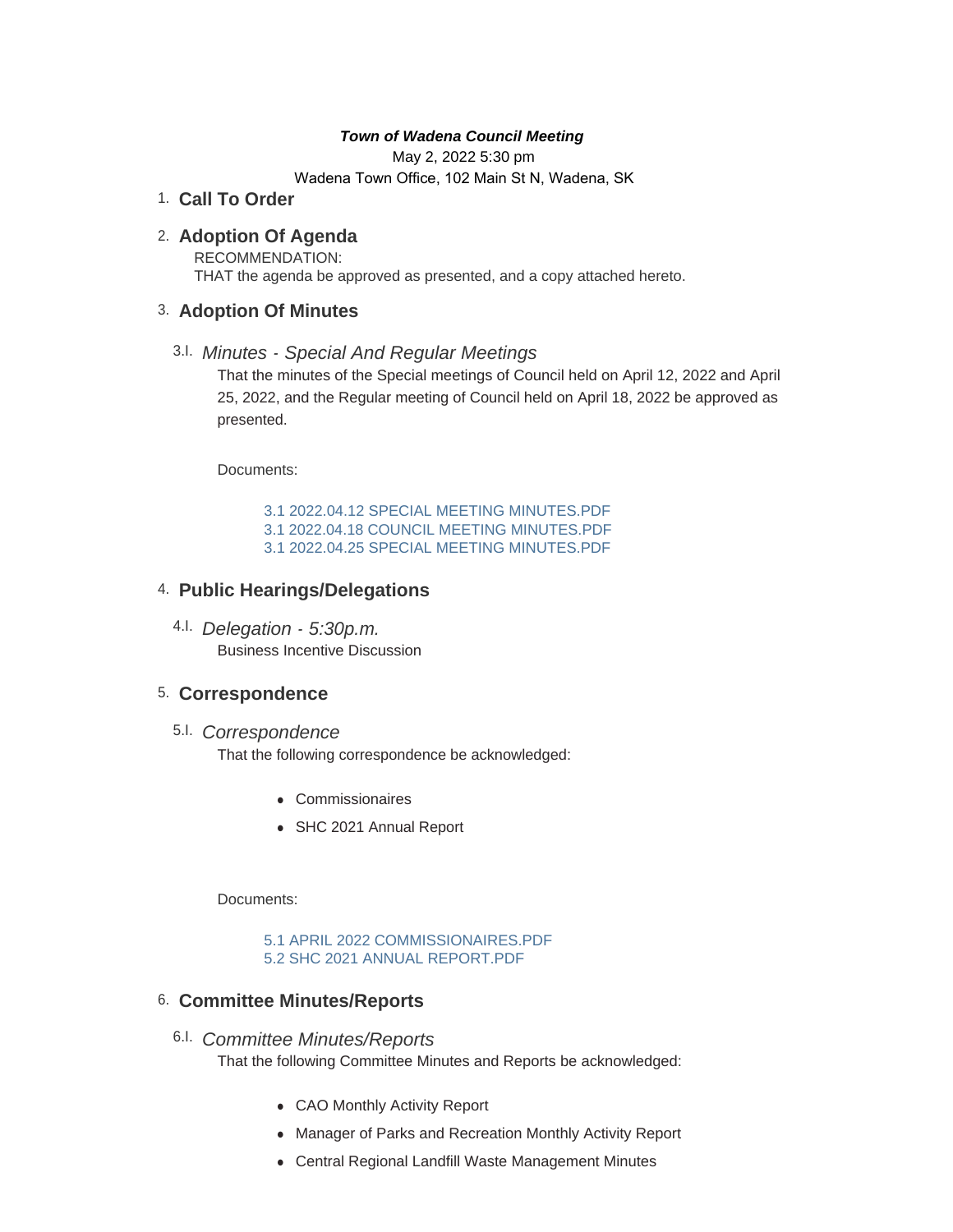***Town of Wadena Council Meeting***

May 2, 2022 5:30 pm

Wadena Town Office, 102 Main St N, Wadena, SK

## 1. Call To Order

## 2. Adoption Of Agenda

RECOMMENDATION:
THAT the agenda be approved as presented, and a copy attached hereto.

## 3. Adoption Of Minutes

### 3.I. *Minutes - Special And Regular Meetings*

That the minutes of the Special meetings of Council held on April 12, 2022 and April 25, 2022, and the Regular meeting of Council held on April 18, 2022 be approved as presented.

Documents:

3.1 2022.04.12 SPECIAL MEETING MINUTES.PDF
3.1 2022.04.18 COUNCIL MEETING MINUTES.PDF
3.1 2022.04.25 SPECIAL MEETING MINUTES.PDF

## 4. Public Hearings/Delegations

### 4.I. *Delegation - 5:30p.m.*

Business Incentive Discussion

## 5. Correspondence

### 5.I. *Correspondence*

That the following correspondence be acknowledged:

- Commissionaires
- SHC 2021 Annual Report

Documents:

5.1 APRIL 2022 COMMISSIONAIRES.PDF
5.2 SHC 2021 ANNUAL REPORT.PDF

## 6. Committee Minutes/Reports

### 6.I. *Committee Minutes/Reports*

That the following Committee Minutes and Reports be acknowledged:

- CAO Monthly Activity Report
- Manager of Parks and Recreation Monthly Activity Report
- Central Regional Landfill Waste Management Minutes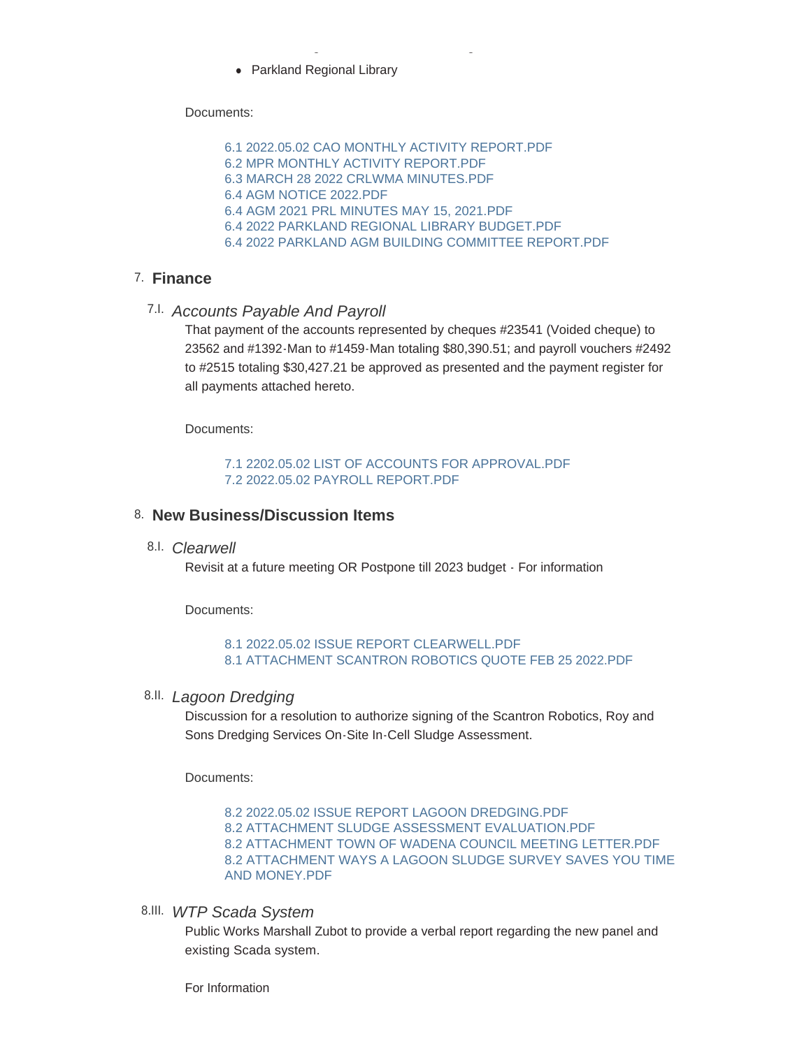- Parkland Regional Library

Documents:

- 6.1 2022.05.02 CAO MONTHLY ACTIVITY REPORT.PDF
- 6.2 MPR MONTHLY ACTIVITY REPORT.PDF
- 6.3 MARCH 28 2022 CRLWMA MINUTES.PDF
- 6.4 AGM NOTICE 2022.PDF
- 6.4 AGM 2021 PRL MINUTES MAY 15, 2021.PDF
- 6.4 2022 PARKLAND REGIONAL LIBRARY BUDGET.PDF
- 6.4 2022 PARKLAND AGM BUILDING COMMITTEE REPORT.PDF

## 7. Finance

### 7.I. *Accounts Payable And Payroll*

That payment of the accounts represented by cheques #23541 (Voided cheque) to 23562 and #1392-Man to #1459-Man totaling $80,390.51; and payroll vouchers #2492 to #2515 totaling $30,427.21 be approved as presented and the payment register for all payments attached hereto.

Documents:

- 7.1 2202.05.02 LIST OF ACCOUNTS FOR APPROVAL.PDF
- 7.2 2022.05.02 PAYROLL REPORT.PDF

## 8. New Business/Discussion Items

### 8.I. *Clearwell*

Revisit at a future meeting OR Postpone till 2023 budget - For information

Documents:

- 8.1 2022.05.02 ISSUE REPORT CLEARWELL.PDF
- 8.1 ATTACHMENT SCANTRON ROBOTICS QUOTE FEB 25 2022.PDF

### 8.II. *Lagoon Dredging*

Discussion for a resolution to authorize signing of the Scantron Robotics, Roy and Sons Dredging Services On-Site In-Cell Sludge Assessment.

Documents:

- 8.2 2022.05.02 ISSUE REPORT LAGOON DREDGING.PDF
- 8.2 ATTACHMENT SLUDGE ASSESSMENT EVALUATION.PDF
- 8.2 ATTACHMENT TOWN OF WADENA COUNCIL MEETING LETTER.PDF
- 8.2 ATTACHMENT WAYS A LAGOON SLUDGE SURVEY SAVES YOU TIME AND MONEY.PDF

### 8.III. *WTP Scada System*

Public Works Marshall Zubot to provide a verbal report regarding the new panel and existing Scada system.

For Information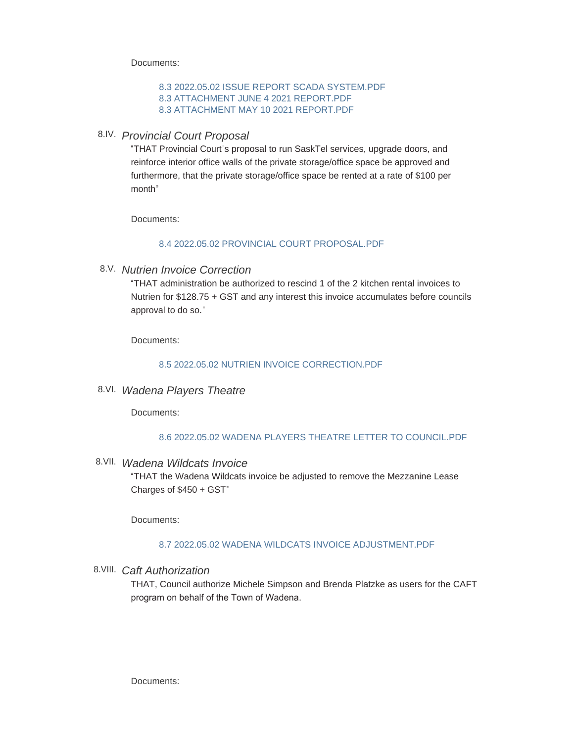Documents:

- 8.3 2022.05.02 ISSUE REPORT SCADA SYSTEM.PDF
- 8.3 ATTACHMENT JUNE 4 2021 REPORT.PDF
- 8.3 ATTACHMENT MAY 10 2021 REPORT.PDF

### 8.IV. *Provincial Court Proposal*

"THAT Provincial Court's proposal to run SaskTel services, upgrade doors, and reinforce interior office walls of the private storage/office space be approved and furthermore, that the private storage/office space be rented at a rate of $100 per month"

Documents:

- 8.4 2022.05.02 PROVINCIAL COURT PROPOSAL.PDF

### 8.V. *Nutrien Invoice Correction*

"THAT administration be authorized to rescind 1 of the 2 kitchen rental invoices to Nutrien for $128.75 + GST and any interest this invoice accumulates before councils approval to do so."

Documents:

- 8.5 2022.05.02 NUTRIEN INVOICE CORRECTION.PDF

### 8.VI. *Wadena Players Theatre*

Documents:

- 8.6 2022.05.02 WADENA PLAYERS THEATRE LETTER TO COUNCIL.PDF

### 8.VII. *Wadena Wildcats Invoice*

"THAT the Wadena Wildcats invoice be adjusted to remove the Mezzanine Lease Charges of $450 + GST"

Documents:

- 8.7 2022.05.02 WADENA WILDCATS INVOICE ADJUSTMENT.PDF

### 8.VIII. *Caft Authorization*

THAT, Council authorize Michele Simpson and Brenda Platzke as users for the CAFT program on behalf of the Town of Wadena.

Documents: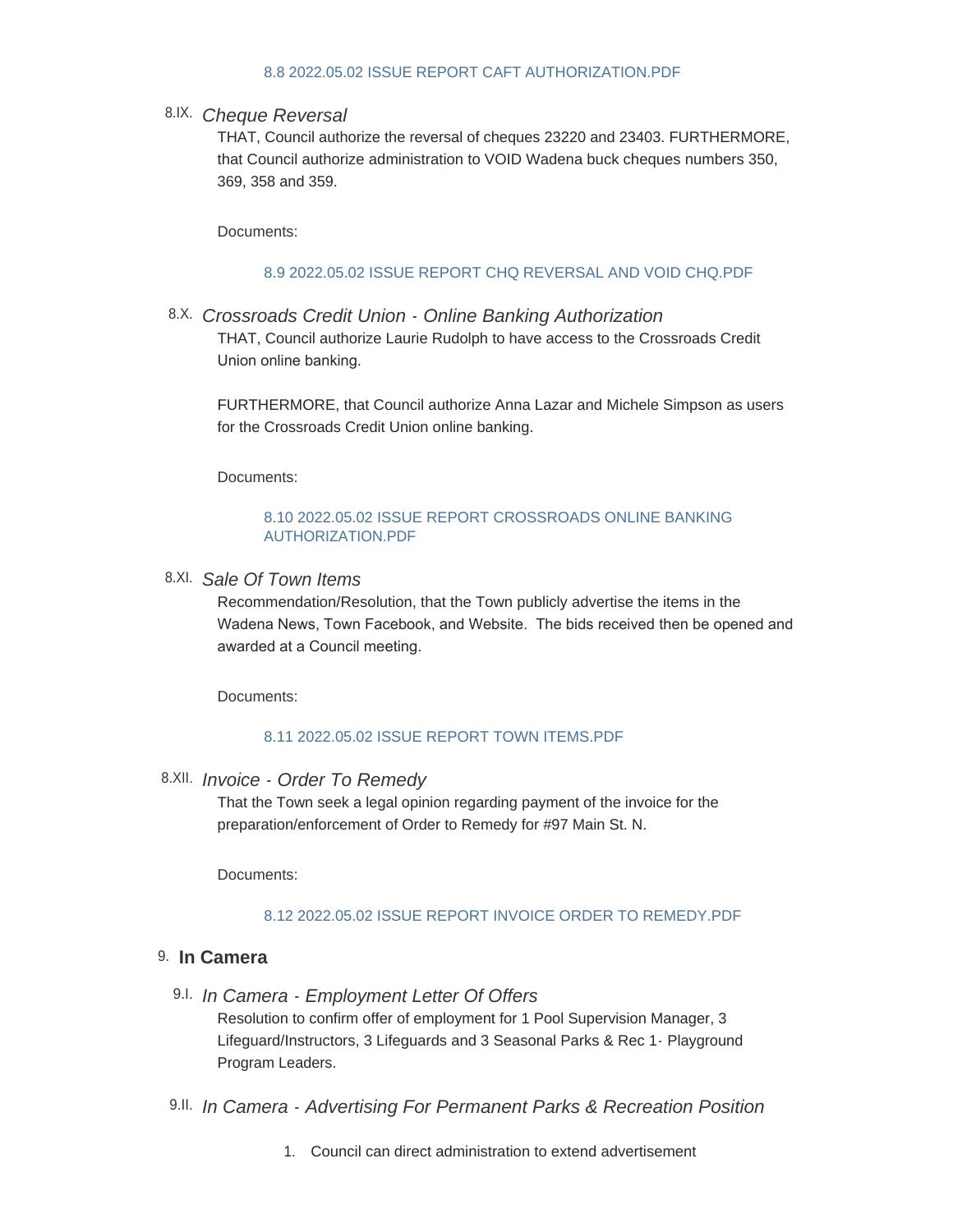[8.8 2022.05.02 ISSUE REPORT CAFT AUTHORIZATION.PDF]

### 8.IX. *Cheque Reversal*

THAT, Council authorize the reversal of cheques 23220 and 23403. FURTHERMORE, that Council authorize administration to VOID Wadena buck cheques numbers 350, 369, 358 and 359.

Documents:

[8.9 2022.05.02 ISSUE REPORT CHQ REVERSAL AND VOID CHQ.PDF]

### 8.X. *Crossroads Credit Union - Online Banking Authorization*

THAT, Council authorize Laurie Rudolph to have access to the Crossroads Credit Union online banking.

FURTHERMORE, that Council authorize Anna Lazar and Michele Simpson as users for the Crossroads Credit Union online banking.

Documents:

[8.10 2022.05.02 ISSUE REPORT CROSSROADS ONLINE BANKING AUTHORIZATION.PDF]

### 8.XI. *Sale Of Town Items*

Recommendation/Resolution, that the Town publicly advertise the items in the Wadena News, Town Facebook, and Website. The bids received then be opened and awarded at a Council meeting.

Documents:

[8.11 2022.05.02 ISSUE REPORT TOWN ITEMS.PDF]

### 8.XII. *Invoice - Order To Remedy*

That the Town seek a legal opinion regarding payment of the invoice for the preparation/enforcement of Order to Remedy for #97 Main St. N.

Documents:

[8.12 2022.05.02 ISSUE REPORT INVOICE ORDER TO REMEDY.PDF]

## 9. In Camera

### 9.I. *In Camera - Employment Letter Of Offers*

Resolution to confirm offer of employment for 1 Pool Supervision Manager, 3 Lifeguard/Instructors, 3 Lifeguards and 3 Seasonal Parks & Rec 1- Playground Program Leaders.

### 9.II. *In Camera - Advertising For Permanent Parks & Recreation Position*

1. Council can direct administration to extend advertisement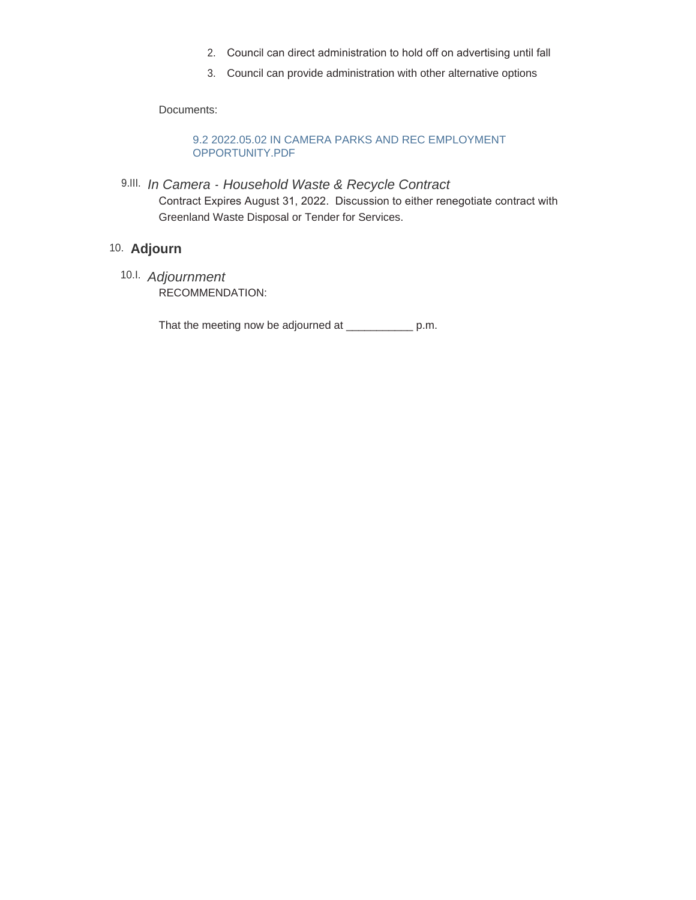2. Council can direct administration to hold off on advertising until fall
3. Council can provide administration with other alternative options

Documents:

9.2 2022.05.02 IN CAMERA PARKS AND REC EMPLOYMENT OPPORTUNITY.PDF

### 9.III. *In Camera - Household Waste & Recycle Contract*

Contract Expires August 31, 2022. Discussion to either renegotiate contract with Greenland Waste Disposal or Tender for Services.

## 10. Adjourn

### 10.I. *Adjournment*

RECOMMENDATION:

That the meeting now be adjourned at ___________ p.m.